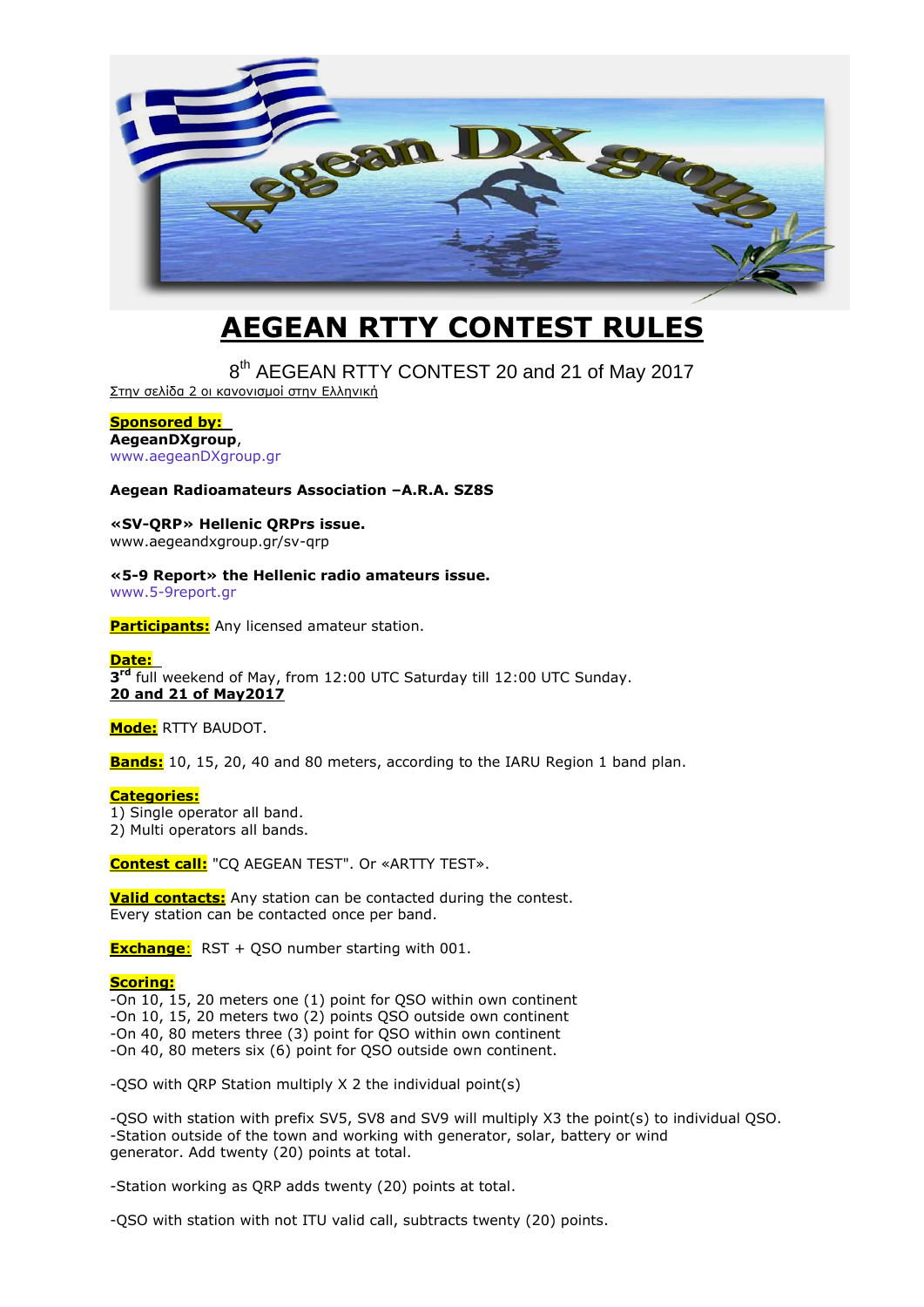# AEGEAN RTTY CONTEST RULES

8th AEGEAN RTTY CONTEST 20 and 21 of May 2017

Στην σελίδα 2 οι κανονισμοί στην Ελληνική

**Sponsored by:**
**AegeanDXgroup**,
www.aegeanDXgroup.gr

**Aegean Radioamateurs Association –A.R.A. SZ8S**

**«SV-QRP» Hellenic QRPrs issue.**
www.aegeandxgroup.gr/sv-qrp

**«5-9 Report» the Hellenic radio amateurs issue.**
www.5-9report.gr

**Participants:** Any licensed amateur station.

**Date:**
3rd full weekend of May, from 12:00 UTC Saturday till 12:00 UTC Sunday.
**20 and 21 of May2017**

**Mode:** RTTY BAUDOT.

**Bands:** 10, 15, 20, 40 and 80 meters, according to the IARU Region 1 band plan.

**Categories:**
1) Single operator all band.
2) Multi operators all bands.

**Contest call:** "CQ AEGEAN TEST". Or «ARTTY TEST».

**Valid contacts:** Any station can be contacted during the contest.
Every station can be contacted once per band.

**Exchange**: RST + QSO number starting with 001.

**Scoring:**
-On 10, 15, 20 meters one (1) point for QSO within own continent
-On 10, 15, 20 meters two (2) points QSO outside own continent
-On 40, 80 meters three (3) point for QSO within own continent
-On 40, 80 meters six (6) point for QSO outside own continent.

-QSO with QRP Station multiply X 2 the individual point(s)

-QSO with station with prefix SV5, SV8 and SV9 will multiply X3 the point(s) to individual QSO.
-Station outside of the town and working with generator, solar, battery or wind generator. Add twenty (20) points at total.

-Station working as QRP adds twenty (20) points at total.

-QSO with station with not ITU valid call, subtracts twenty (20) points.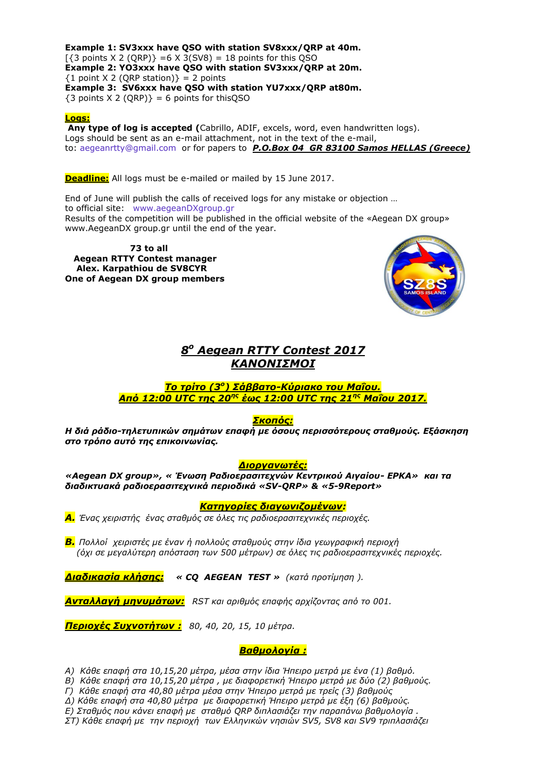**Example 1: SV3xxx have QSO with station SV8xxx/QRP at 40m.**
[{3 points X 2 (QRP)} =6 X 3(SV8) = 18 points for this QSO
**Example 2: YO3xxx have QSO with station SV3xxx/QRP at 20m.**
{1 point X 2 (QRP station)} = 2 points
**Example 3: SV6xxx have QSO with station YU7xxx/QRP at80m.**
{3 points X 2 (QRP)} = 6 points for thisQSO

**Logs:**
**Any type of log is accepted (**Cabrillo, ADIF, excels, word, even handwritten logs).
Logs should be sent as an e-mail attachment, not in the text of the e-mail,
to: aegeanrtty@gmail.com or for papers to ***P.O.Box 04 GR 83100 Samos HELLAS (Greece)***

**Deadline:** All logs must be e-mailed or mailed by 15 June 2017.

End of June will publish the calls of received logs for any mistake or objection …
to official site: www.aegeanDXgroup.gr
Results of the competition will be published in the official website of the «Aegean DX group» www.AegeanDX group.gr until the end of the year.

**73 to all**
**Aegean RTTY Contest manager**
**Alex. Karpathiou de SV8CYR**
**One of Aegean DX group members**

# *8ο Aegean RTTY Contest 2017*
# *ΚΑΝΟΝΙΣΜΟΙ*

***Το τρίτο (3ο) Σάββατο-Κύριακο του Μαΐου.***
***Από 12:00 UTC της 20ης έως 12:00 UTC της 21ης Μαΐου 2017.***

***Σκοπός:***
***Η διά ράδιο-τηλετυπικών σημάτων επαφή με όσους περισσότερους σταθμούς. Εξάσκηση στο τρόπο αυτό της επικοινωνίας.***

***Διοργανωτές:***
***«Aegean DX group», « Ένωση Ραδιοερασιτεχνών Κεντρικού Αιγαίου- ΕΡΚΑ» και τα διαδικτυακά ραδιοερασιτεχνικά περιοδικά «SV-QRP» & «5-9Report»***

***Κατηγορίες διαγωνιζομένων:***
***Α.*** *Ένας χειριστής ένας σταθμός σε όλες τις ραδιοερασιτεχνικές περιοχές.*

***Β.*** *Πολλοί χειριστές με έναν ή πολλούς σταθμούς στην ίδια γεωγραφική περιοχή (όχι σε μεγαλύτερη απόσταση των 500 μέτρων) σε όλες τις ραδιοερασιτεχνικές περιοχές.*

***Διαδικασία κλήσης:*** ***« CQ AEGEAN TEST »*** *(κατά προτίμηση ).*

***Ανταλλαγή μηνυμάτων:*** *RST και αριθμός επαφής αρχίζοντας από το 001.*

***Περιοχές Συχνοτήτων :*** *80, 40, 20, 15, 10 μέτρα.*

***Βαθμολογία :***

*Α) Κάθε επαφή στα 10,15,20 μέτρα, μέσα στην ίδια Ήπειρο μετρά με ένα (1) βαθμό.*
*Β) Κάθε επαφή στα 10,15,20 μέτρα , με διαφορετική Ήπειρο μετρά με δύο (2) βαθμούς.*
*Γ) Κάθε επαφή στα 40,80 μέτρα μέσα στην Ήπειρο μετρά με τρείς (3) βαθμούς*
*Δ) Κάθε επαφή στα 40,80 μέτρα με διαφορετική Ήπειρο μετρά με έξη (6) βαθμούς.*
*Ε) Σταθμός που κάνει επαφή με σταθμό QRP διπλασιάζει την παραπάνω βαθμολογία .*
*ΣΤ) Κάθε επαφή με την περιοχή των Ελληνικών νησιών SV5, SV8 και SV9 τριπλασιάζει*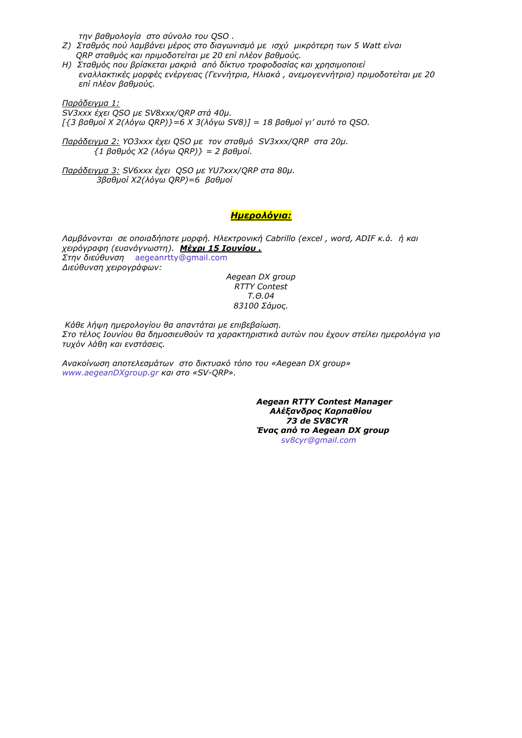*την βαθμολογία στο σύνολο του QSO .*

*Ζ) Σταθμός πού λαμβάνει μέρος στο διαγωνισμό με ισχύ μικρότερη των 5 Watt είναι QRP σταθμός και πριμοδοτείται με 20 επί πλέον βαθμούς.*

*Η) Σταθμός που βρίσκεται μακριά από δίκτυο τροφοδοσίας και χρησιμοποιεί εναλλακτικές μορφές ενέργειας (Γεννήτρια, Ηλιακά , ανεμογεννήτρια) πριμοδοτείται με 20 επί πλέον βαθμούς.*

*<u>Παράδειγμα 1:</u>*
*SV3xxx έχει QSO με SV8xxx/QRP στά 40μ.*
*[{3 βαθμοί X 2(λόγω QRP)}=6 X 3(λόγω SV8)] = 18 βαθμοί γι' αυτό το QSO.*

*<u>Παράδειγμα 2:</u> YO3xxx έχει QSO με τον σταθμό SV3xxx/QRP στα 20μ.*
*{1 βαθμός X2 (λόγω QRP)} = 2 βαθμοί.*

*<u>Παράδειγμα 3:</u> SV6xxx έχει QSO με YU7xxx/QRP στα 80μ.*
*3βαθμοί X2(λόγω QRP)=6 βαθμοί*

## ***<u>Ημερολόγια:</u>***

*Λαμβάνονται σε οποιαδήποτε μορφή. Ηλεκτρονική Cabrillo (excel , word, ADIF κ.ά. ή και χειρόγραφη (ευανάγνωστη).* ***<u>Μέχρι 15 Ιουνίου .</u>***
*Στην διεύθυνση* aegeanrtty@gmail.com
*Διεύθυνση χειρογράφων:*

*Aegean DX group*
*RTTY Contest*
*Τ.Θ.04*
*83100 Σάμος.*

*Κάθε λήψη ημερολογίου θα απαντάται με επιβεβαίωση.*
*Στο τέλος Ιουνίου θα δημοσιευθούν τα χαρακτηριστικά αυτών που έχουν στείλει ημερολόγια για τυχόν λάθη και ενστάσεις.*

*Ανακοίνωση αποτελεσμάτων στο δικτυακό τόπο του «Aegean DX group»* *www.aegeanDXgroup.gr* *και στο «SV-QRP».*

***Aegean RTTY Contest Manager***
***Αλέξανδρος Καρπαθίου***
***73 de SV8CYR***
***Ένας από το Aegean DX group***
*sv8cyr@gmail.com*